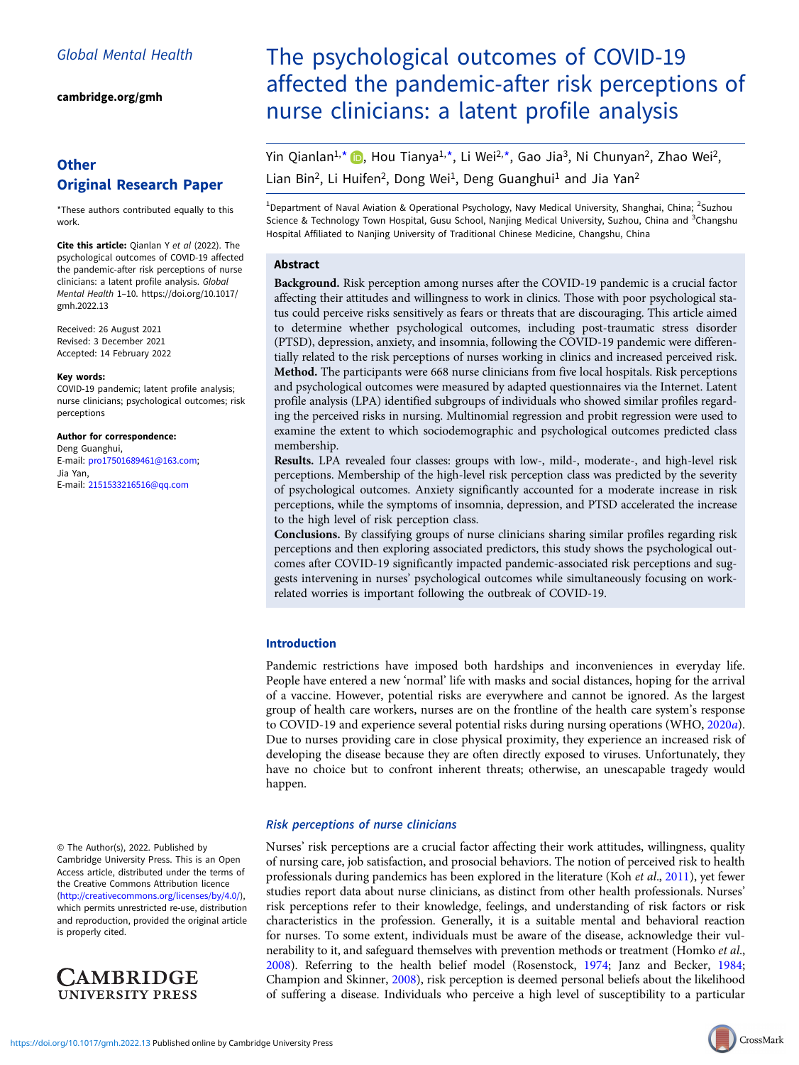Global Mental Health

cambridge.org/gmh

**Other Original Research Paper**

*These authors contributed equally to this work.

**Cite this article:** Qianlan Y *et al* (2022). The psychological outcomes of COVID-19 affected the pandemic-after risk perceptions of nurse clinicians: a latent profile analysis. *Global Mental Health* 1–10. https://doi.org/10.1017/gmh.2022.13

Received: 26 August 2021
Revised: 3 December 2021
Accepted: 14 February 2022

**Key words:**
COVID-19 pandemic; latent profile analysis; nurse clinicians; psychological outcomes; risk perceptions

**Author for correspondence:**
Deng Guanghui,
E-mail: pro17501689461@163.com;
Jia Yan,
E-mail: 2151533216516@qq.com

© The Author(s), 2022. Published by Cambridge University Press. This is an Open Access article, distributed under the terms of the Creative Commons Attribution licence (http://creativecommons.org/licenses/by/4.0/), which permits unrestricted re-use, distribution and reproduction, provided the original article is properly cited.

# The psychological outcomes of COVID-19 affected the pandemic-after risk perceptions of nurse clinicians: a latent profile analysis

Yin Qianlan[1,*], Hou Tianya[1,*], Li Wei[2,*], Gao Jia[3], Ni Chunyan[2], Zhao Wei[2], Lian Bin[2], Li Huifen[2], Dong Wei[1], Deng Guanghui[1] and Jia Yan[2]

[1]Department of Naval Aviation & Operational Psychology, Navy Medical University, Shanghai, China; [2]Suzhou Science & Technology Town Hospital, Gusu School, Nanjing Medical University, Suzhou, China and [3]Changshu Hospital Affiliated to Nanjing University of Traditional Chinese Medicine, Changshu, China

## Abstract

**Background.** Risk perception among nurses after the COVID-19 pandemic is a crucial factor affecting their attitudes and willingness to work in clinics. Those with poor psychological status could perceive risks sensitively as fears or threats that are discouraging. This article aimed to determine whether psychological outcomes, including post-traumatic stress disorder (PTSD), depression, anxiety, and insomnia, following the COVID-19 pandemic were differentially related to the risk perceptions of nurses working in clinics and increased perceived risk.
**Method.** The participants were 668 nurse clinicians from five local hospitals. Risk perceptions and psychological outcomes were measured by adapted questionnaires via the Internet. Latent profile analysis (LPA) identified subgroups of individuals who showed similar profiles regarding the perceived risks in nursing. Multinomial regression and probit regression were used to examine the extent to which sociodemographic and psychological outcomes predicted class membership.
**Results.** LPA revealed four classes: groups with low-, mild-, moderate-, and high-level risk perceptions. Membership of the high-level risk perception class was predicted by the severity of psychological outcomes. Anxiety significantly accounted for a moderate increase in risk perceptions, while the symptoms of insomnia, depression, and PTSD accelerated the increase to the high level of risk perception class.
**Conclusions.** By classifying groups of nurse clinicians sharing similar profiles regarding risk perceptions and then exploring associated predictors, this study shows the psychological outcomes after COVID-19 significantly impacted pandemic-associated risk perceptions and suggests intervening in nurses' psychological outcomes while simultaneously focusing on work-related worries is important following the outbreak of COVID-19.

## Introduction

Pandemic restrictions have imposed both hardships and inconveniences in everyday life. People have entered a new 'normal' life with masks and social distances, hoping for the arrival of a vaccine. However, potential risks are everywhere and cannot be ignored. As the largest group of health care workers, nurses are on the frontline of the health care system's response to COVID-19 and experience several potential risks during nursing operations (WHO, 2020*a*). Due to nurses providing care in close physical proximity, they experience an increased risk of developing the disease because they are often directly exposed to viruses. Unfortunately, they have no choice but to confront inherent threats; otherwise, an unescapable tragedy would happen.

### *Risk perceptions of nurse clinicians*

Nurses' risk perceptions are a crucial factor affecting their work attitudes, willingness, quality of nursing care, job satisfaction, and prosocial behaviors. The notion of perceived risk to health professionals during pandemics has been explored in the literature (Koh *et al*., 2011), yet fewer studies report data about nurse clinicians, as distinct from other health professionals. Nurses' risk perceptions refer to their knowledge, feelings, and understanding of risk factors or risk characteristics in the profession. Generally, it is a suitable mental and behavioral reaction for nurses. To some extent, individuals must be aware of the disease, acknowledge their vulnerability to it, and safeguard themselves with prevention methods or treatment (Homko *et al*., 2008). Referring to the health belief model (Rosenstock, 1974; Janz and Becker, 1984; Champion and Skinner, 2008), risk perception is deemed personal beliefs about the likelihood of suffering a disease. Individuals who perceive a high level of susceptibility to a particular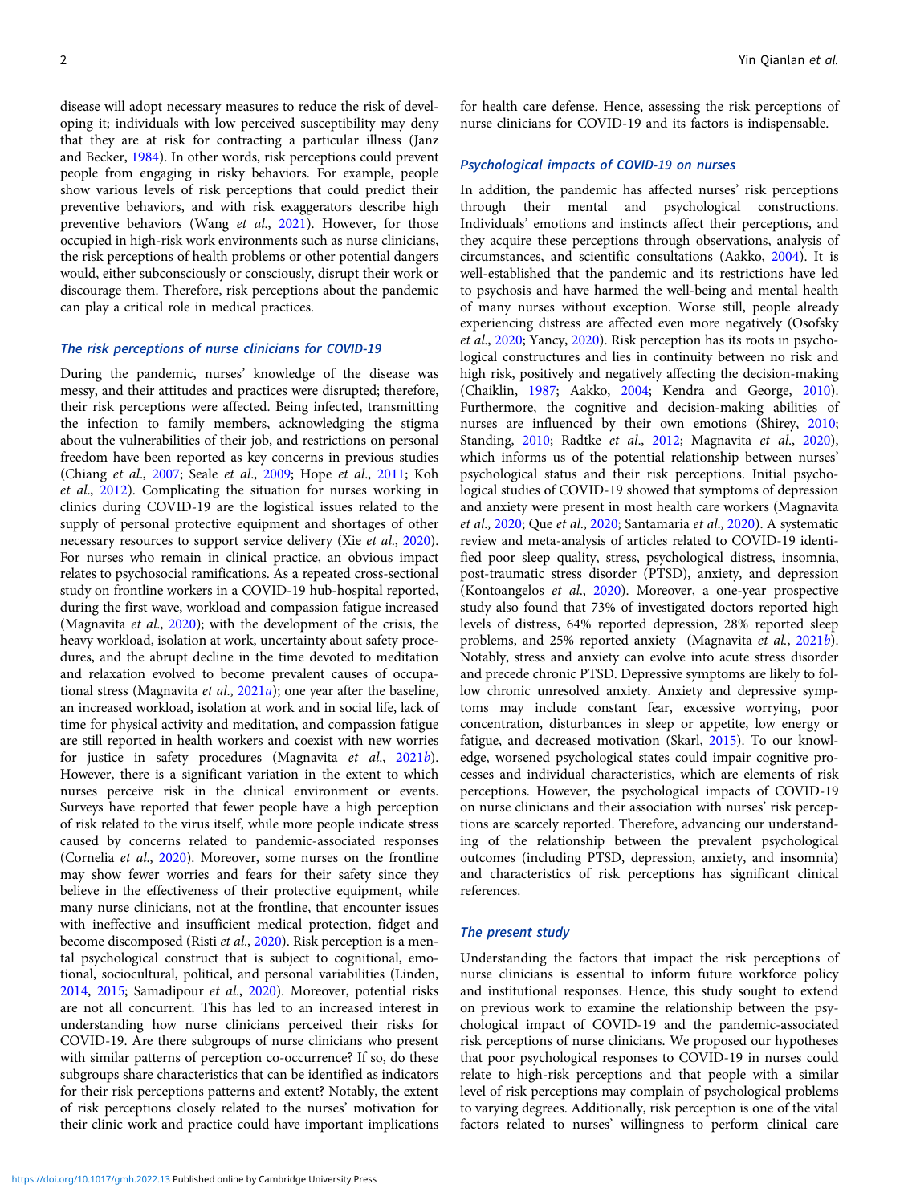disease will adopt necessary measures to reduce the risk of developing it; individuals with low perceived susceptibility may deny that they are at risk for contracting a particular illness (Janz and Becker, 1984). In other words, risk perceptions could prevent people from engaging in risky behaviors. For example, people show various levels of risk perceptions that could predict their preventive behaviors, and with risk exaggerators describe high preventive behaviors (Wang *et al*., 2021). However, for those occupied in high-risk work environments such as nurse clinicians, the risk perceptions of health problems or other potential dangers would, either subconsciously or consciously, disrupt their work or discourage them. Therefore, risk perceptions about the pandemic can play a critical role in medical practices.

### The risk perceptions of nurse clinicians for COVID-19

During the pandemic, nurses' knowledge of the disease was messy, and their attitudes and practices were disrupted; therefore, their risk perceptions were affected. Being infected, transmitting the infection to family members, acknowledging the stigma about the vulnerabilities of their job, and restrictions on personal freedom have been reported as key concerns in previous studies (Chiang *et al*., 2007; Seale *et al*., 2009; Hope *et al*., 2011; Koh *et al*., 2012). Complicating the situation for nurses working in clinics during COVID-19 are the logistical issues related to the supply of personal protective equipment and shortages of other necessary resources to support service delivery (Xie *et al*., 2020). For nurses who remain in clinical practice, an obvious impact relates to psychosocial ramifications. As a repeated cross-sectional study on frontline workers in a COVID-19 hub-hospital reported, during the first wave, workload and compassion fatigue increased (Magnavita *et al*., 2020); with the development of the crisis, the heavy workload, isolation at work, uncertainty about safety procedures, and the abrupt decline in the time devoted to meditation and relaxation evolved to become prevalent causes of occupational stress (Magnavita *et al*., 2021*a*); one year after the baseline, an increased workload, isolation at work and in social life, lack of time for physical activity and meditation, and compassion fatigue are still reported in health workers and coexist with new worries for justice in safety procedures (Magnavita *et al*., 2021*b*). However, there is a significant variation in the extent to which nurses perceive risk in the clinical environment or events. Surveys have reported that fewer people have a high perception of risk related to the virus itself, while more people indicate stress caused by concerns related to pandemic-associated responses (Cornelia *et al*., 2020). Moreover, some nurses on the frontline may show fewer worries and fears for their safety since they believe in the effectiveness of their protective equipment, while many nurse clinicians, not at the frontline, that encounter issues with ineffective and insufficient medical protection, fidget and become discomposed (Risti *et al*., 2020). Risk perception is a mental psychological construct that is subject to cognitional, emotional, sociocultural, political, and personal variabilities (Linden, 2014, 2015; Samadipour *et al*., 2020). Moreover, potential risks are not all concurrent. This has led to an increased interest in understanding how nurse clinicians perceived their risks for COVID-19. Are there subgroups of nurse clinicians who present with similar patterns of perception co-occurrence? If so, do these subgroups share characteristics that can be identified as indicators for their risk perceptions patterns and extent? Notably, the extent of risk perceptions closely related to the nurses' motivation for their clinic work and practice could have important implications for health care defense. Hence, assessing the risk perceptions of nurse clinicians for COVID-19 and its factors is indispensable.

### Psychological impacts of COVID-19 on nurses

In addition, the pandemic has affected nurses' risk perceptions through their mental and psychological constructions. Individuals' emotions and instincts affect their perceptions, and they acquire these perceptions through observations, analysis of circumstances, and scientific consultations (Aakko, 2004). It is well-established that the pandemic and its restrictions have led to psychosis and have harmed the well-being and mental health of many nurses without exception. Worse still, people already experiencing distress are affected even more negatively (Osofsky *et al*., 2020; Yancy, 2020). Risk perception has its roots in psychological constructures and lies in continuity between no risk and high risk, positively and negatively affecting the decision-making (Chaiklin, 1987; Aakko, 2004; Kendra and George, 2010). Furthermore, the cognitive and decision-making abilities of nurses are influenced by their own emotions (Shirey, 2010; Standing, 2010; Radtke *et al*., 2012; Magnavita *et al*., 2020), which informs us of the potential relationship between nurses' psychological status and their risk perceptions. Initial psychological studies of COVID-19 showed that symptoms of depression and anxiety were present in most health care workers (Magnavita *et al*., 2020; Que *et al*., 2020; Santamaria *et al*., 2020). A systematic review and meta-analysis of articles related to COVID-19 identified poor sleep quality, stress, psychological distress, insomnia, post-traumatic stress disorder (PTSD), anxiety, and depression (Kontoangelos *et al*., 2020). Moreover, a one-year prospective study also found that 73% of investigated doctors reported high levels of distress, 64% reported depression, 28% reported sleep problems, and 25% reported anxiety (Magnavita *et al*., 2021*b*). Notably, stress and anxiety can evolve into acute stress disorder and precede chronic PTSD. Depressive symptoms are likely to follow chronic unresolved anxiety. Anxiety and depressive symptoms may include constant fear, excessive worrying, poor concentration, disturbances in sleep or appetite, low energy or fatigue, and decreased motivation (Skarl, 2015). To our knowledge, worsened psychological states could impair cognitive processes and individual characteristics, which are elements of risk perceptions. However, the psychological impacts of COVID-19 on nurse clinicians and their association with nurses' risk perceptions are scarcely reported. Therefore, advancing our understanding of the relationship between the prevalent psychological outcomes (including PTSD, depression, anxiety, and insomnia) and characteristics of risk perceptions has significant clinical references.

### The present study

Understanding the factors that impact the risk perceptions of nurse clinicians is essential to inform future workforce policy and institutional responses. Hence, this study sought to extend on previous work to examine the relationship between the psychological impact of COVID-19 and the pandemic-associated risk perceptions of nurse clinicians. We proposed our hypotheses that poor psychological responses to COVID-19 in nurses could relate to high-risk perceptions and that people with a similar level of risk perceptions may complain of psychological problems to varying degrees. Additionally, risk perception is one of the vital factors related to nurses' willingness to perform clinical care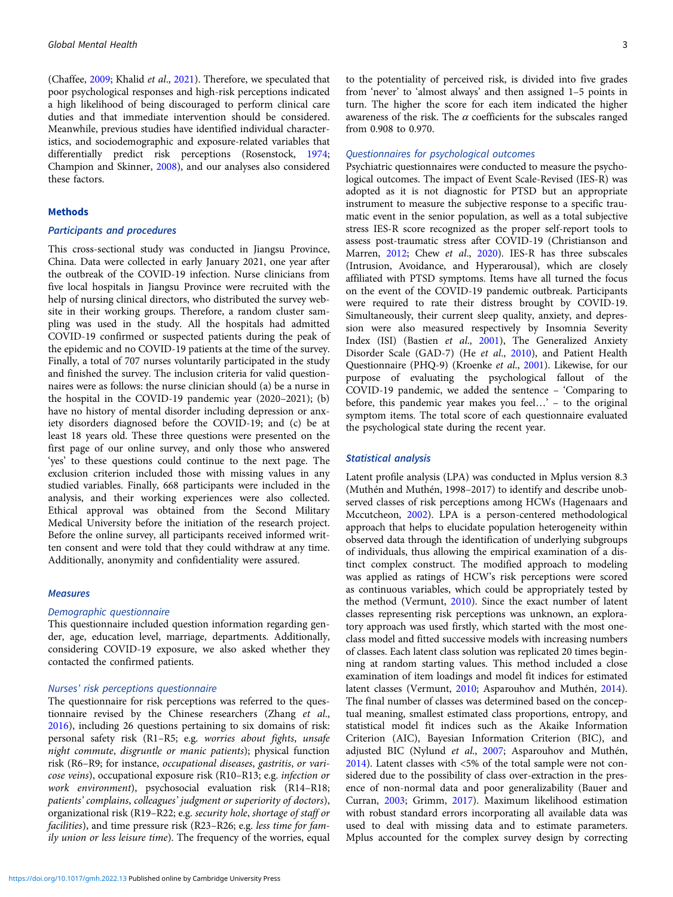(Chaffee, 2009; Khalid *et al.*, 2021). Therefore, we speculated that poor psychological responses and high-risk perceptions indicated a high likelihood of being discouraged to perform clinical care duties and that immediate intervention should be considered. Meanwhile, previous studies have identified individual characteristics, and sociodemographic and exposure-related variables that differentially predict risk perceptions (Rosenstock, 1974; Champion and Skinner, 2008), and our analyses also considered these factors.

## Methods

### Participants and procedures

This cross-sectional study was conducted in Jiangsu Province, China. Data were collected in early January 2021, one year after the outbreak of the COVID-19 infection. Nurse clinicians from five local hospitals in Jiangsu Province were recruited with the help of nursing clinical directors, who distributed the survey website in their working groups. Therefore, a random cluster sampling was used in the study. All the hospitals had admitted COVID-19 confirmed or suspected patients during the peak of the epidemic and no COVID-19 patients at the time of the survey. Finally, a total of 707 nurses voluntarily participated in the study and finished the survey. The inclusion criteria for valid questionnaires were as follows: the nurse clinician should (a) be a nurse in the hospital in the COVID-19 pandemic year (2020–2021); (b) have no history of mental disorder including depression or anxiety disorders diagnosed before the COVID-19; and (c) be at least 18 years old. These three questions were presented on the first page of our online survey, and only those who answered 'yes' to these questions could continue to the next page. The exclusion criterion included those with missing values in any studied variables. Finally, 668 participants were included in the analysis, and their working experiences were also collected. Ethical approval was obtained from the Second Military Medical University before the initiation of the research project. Before the online survey, all participants received informed written consent and were told that they could withdraw at any time. Additionally, anonymity and confidentiality were assured.

### Measures

#### Demographic questionnaire

This questionnaire included question information regarding gender, age, education level, marriage, departments. Additionally, considering COVID-19 exposure, we also asked whether they contacted the confirmed patients.

#### Nurses' risk perceptions questionnaire

The questionnaire for risk perceptions was referred to the questionnaire revised by the Chinese researchers (Zhang *et al.*, 2016), including 26 questions pertaining to six domains of risk: personal safety risk (R1–R5; e.g. *worries about fights*, *unsafe night commute*, *disgruntle or manic patients*); physical function risk (R6–R9; for instance, *occupational diseases*, *gastritis*, *or varicose veins*), occupational exposure risk (R10–R13; e.g. *infection or work environment*), psychosocial evaluation risk (R14–R18; *patients' complains*, *colleagues' judgment or superiority of doctors*), organizational risk (R19–R22; e.g. *security hole*, *shortage of staff or facilities*), and time pressure risk (R23–R26; e.g. *less time for family union or less leisure time*). The frequency of the worries, equal to the potentiality of perceived risk, is divided into five grades from 'never' to 'almost always' and then assigned 1–5 points in turn. The higher the score for each item indicated the higher awareness of the risk. The $\alpha$ coefficients for the subscales ranged from 0.908 to 0.970.

#### Questionnaires for psychological outcomes

Psychiatric questionnaires were conducted to measure the psychological outcomes. The impact of Event Scale-Revised (IES-R) was adopted as it is not diagnostic for PTSD but an appropriate instrument to measure the subjective response to a specific traumatic event in the senior population, as well as a total subjective stress IES-R score recognized as the proper self-report tools to assess post-traumatic stress after COVID-19 (Christianson and Marren, 2012; Chew *et al.*, 2020). IES-R has three subscales (Intrusion, Avoidance, and Hyperarousal), which are closely affiliated with PTSD symptoms. Items have all turned the focus on the event of the COVID-19 pandemic outbreak. Participants were required to rate their distress brought by COVID-19. Simultaneously, their current sleep quality, anxiety, and depression were also measured respectively by Insomnia Severity Index (ISI) (Bastien *et al.*, 2001), The Generalized Anxiety Disorder Scale (GAD-7) (He *et al.*, 2010), and Patient Health Questionnaire (PHQ-9) (Kroenke *et al.*, 2001). Likewise, for our purpose of evaluating the psychological fallout of the COVID-19 pandemic, we added the sentence – 'Comparing to before, this pandemic year makes you feel…' – to the original symptom items. The total score of each questionnaire evaluated the psychological state during the recent year.

### Statistical analysis

Latent profile analysis (LPA) was conducted in Mplus version 8.3 (Muthén and Muthén, 1998–2017) to identify and describe unobserved classes of risk perceptions among HCWs (Hagenaars and Mccutcheon, 2002). LPA is a person-centered methodological approach that helps to elucidate population heterogeneity within observed data through the identification of underlying subgroups of individuals, thus allowing the empirical examination of a distinct complex construct. The modified approach to modeling was applied as ratings of HCW's risk perceptions were scored as continuous variables, which could be appropriately tested by the method (Vermunt, 2010). Since the exact number of latent classes representing risk perceptions was unknown, an exploratory approach was used firstly, which started with the most one-class model and fitted successive models with increasing numbers of classes. Each latent class solution was replicated 20 times beginning at random starting values. This method included a close examination of item loadings and model fit indices for estimated latent classes (Vermunt, 2010; Asparouhov and Muthén, 2014). The final number of classes was determined based on the conceptual meaning, smallest estimated class proportions, entropy, and statistical model fit indices such as the Akaike Information Criterion (AIC), Bayesian Information Criterion (BIC), and adjusted BIC (Nylund *et al.*, 2007; Asparouhov and Muthén, 2014). Latent classes with <5% of the total sample were not considered due to the possibility of class over-extraction in the presence of non-normal data and poor generalizability (Bauer and Curran, 2003; Grimm, 2017). Maximum likelihood estimation with robust standard errors incorporating all available data was used to deal with missing data and to estimate parameters. Mplus accounted for the complex survey design by correcting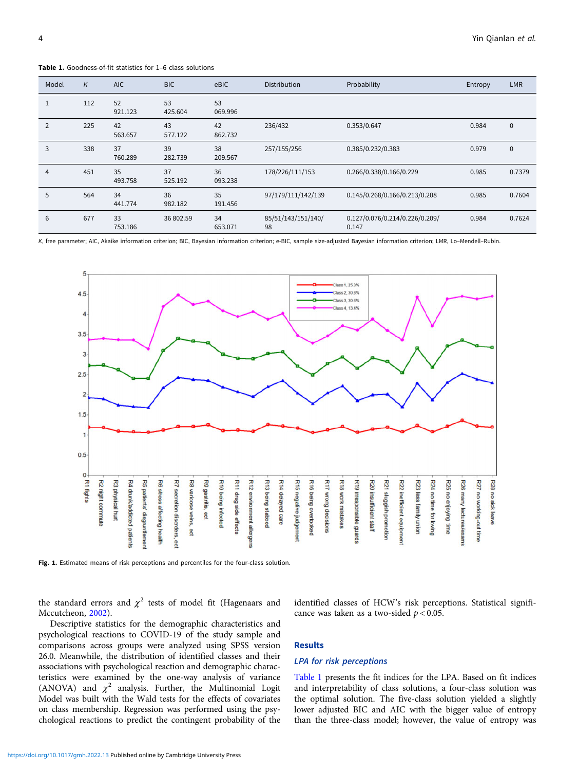**Table 1.** Goodness-of-fit statistics for 1–6 class solutions

| Model | *K* | AIC | BIC | eBIC | Distribution | Probability | Entropy | LMR |
|---|---|---|---|---|---|---|---|---|
| 1 | 112 | 52 921.123 | 53 425.604 | 53 069.996 | | | | |
| 2 | 225 | 42 563.657 | 43 577.122 | 42 862.732 | 236/432 | 0.353/0.647 | 0.984 | 0 |
| 3 | 338 | 37 760.289 | 39 282.739 | 38 209.567 | 257/155/256 | 0.385/0.232/0.383 | 0.979 | 0 |
| 4 | 451 | 35 493.758 | 37 525.192 | 36 093.238 | 178/226/111/153 | 0.266/0.338/0.166/0.229 | 0.985 | 0.7379 |
| 5 | 564 | 34 441.774 | 36 982.182 | 35 191.456 | 97/179/111/142/139 | 0.145/0.268/0.166/0.213/0.208 | 0.985 | 0.7604 |
| 6 | 677 | 33 753.186 | 36 802.59 | 34 653.071 | 85/51/143/151/140/98 | 0.127/0.076/0.214/0.226/0.209/0.147 | 0.984 | 0.7624 |

*K*, free parameter; AIC, Akaike information criterion; BIC, Bayesian information criterion; e-BIC, sample size-adjusted Bayesian information criterion; LMR, Lo–Mendell–Rubin.

**Fig. 1.** Estimated means of risk perceptions and percentiles for the four-class solution.

the standard errors and $\chi^2$ tests of model fit (Hagenaars and Mccutcheon, 2002).

Descriptive statistics for the demographic characteristics and psychological reactions to COVID-19 of the study sample and comparisons across groups were analyzed using SPSS version 26.0. Meanwhile, the distribution of identified classes and their associations with psychological reaction and demographic characteristics were examined by the one-way analysis of variance (ANOVA) and $\chi^2$ analysis. Further, the Multinomial Logit Model was built with the Wald tests for the effects of covariates on class membership. Regression was performed using the psychological reactions to predict the contingent probability of the identified classes of HCW's risk perceptions. Statistical significance was taken as a two-sided $p < 0.05$.

## Results

### *LPA for risk perceptions*

Table 1 presents the fit indices for the LPA. Based on fit indices and interpretability of class solutions, a four-class solution was the optimal solution. The five-class solution yielded a slightly lower adjusted BIC and AIC with the bigger value of entropy than the three-class model; however, the value of entropy was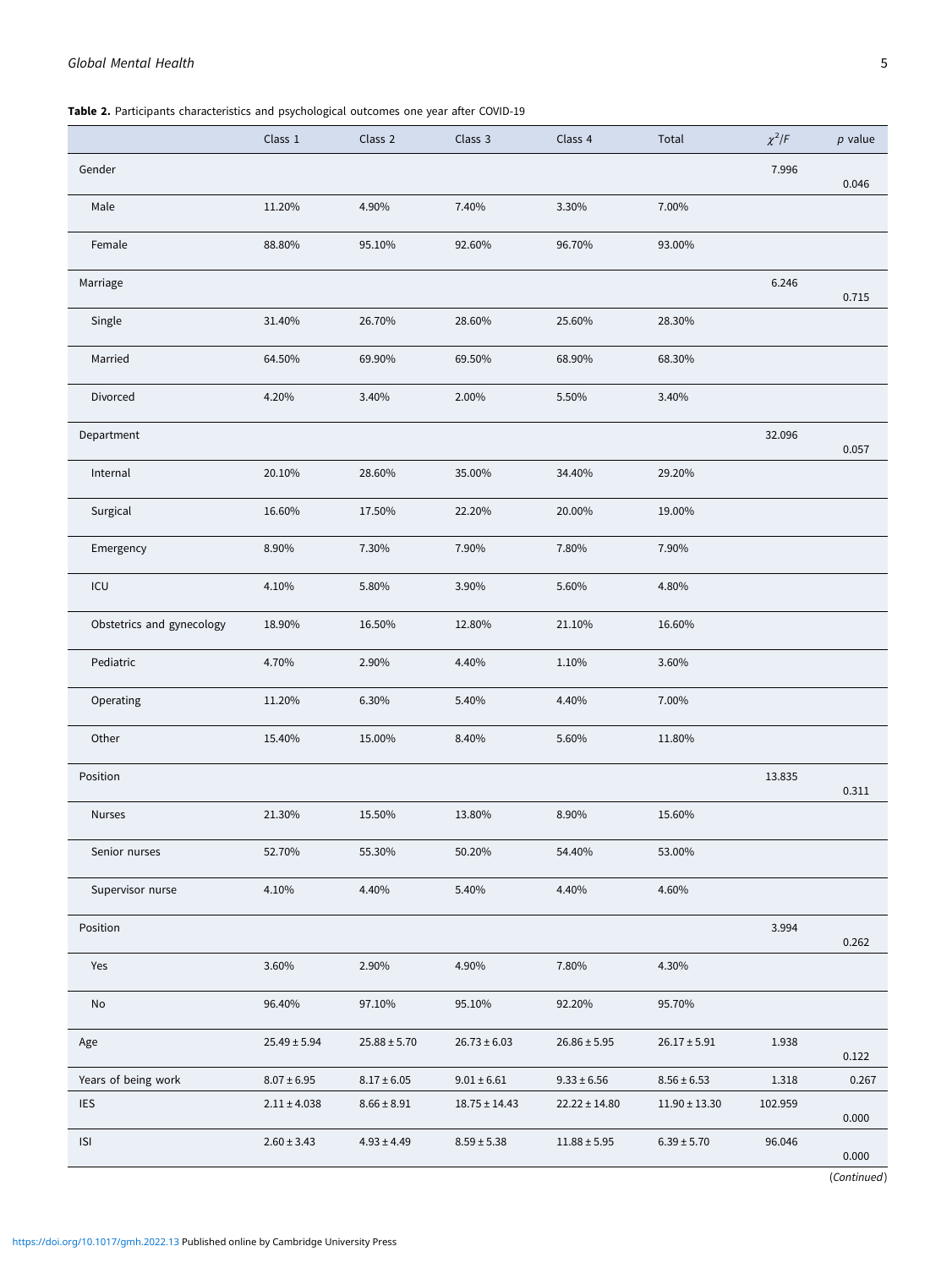**Table 2.** Participants characteristics and psychological outcomes one year after COVID-19

| | Class 1 | Class 2 | Class 3 | Class 4 | Total | $\chi^2/F$ | *p* value |
|---|---|---|---|---|---|---|---|
| Gender | | | | | | 7.996 | 0.046 |
| Male | 11.20% | 4.90% | 7.40% | 3.30% | 7.00% | | |
| Female | 88.80% | 95.10% | 92.60% | 96.70% | 93.00% | | |
| Marriage | | | | | | 6.246 | 0.715 |
| Single | 31.40% | 26.70% | 28.60% | 25.60% | 28.30% | | |
| Married | 64.50% | 69.90% | 69.50% | 68.90% | 68.30% | | |
| Divorced | 4.20% | 3.40% | 2.00% | 5.50% | 3.40% | | |
| Department | | | | | | 32.096 | 0.057 |
| Internal | 20.10% | 28.60% | 35.00% | 34.40% | 29.20% | | |
| Surgical | 16.60% | 17.50% | 22.20% | 20.00% | 19.00% | | |
| Emergency | 8.90% | 7.30% | 7.90% | 7.80% | 7.90% | | |
| ICU | 4.10% | 5.80% | 3.90% | 5.60% | 4.80% | | |
| Obstetrics and gynecology | 18.90% | 16.50% | 12.80% | 21.10% | 16.60% | | |
| Pediatric | 4.70% | 2.90% | 4.40% | 1.10% | 3.60% | | |
| Operating | 11.20% | 6.30% | 5.40% | 4.40% | 7.00% | | |
| Other | 15.40% | 15.00% | 8.40% | 5.60% | 11.80% | | |
| Position | | | | | | 13.835 | 0.311 |
| Nurses | 21.30% | 15.50% | 13.80% | 8.90% | 15.60% | | |
| Senior nurses | 52.70% | 55.30% | 50.20% | 54.40% | 53.00% | | |
| Supervisor nurse | 4.10% | 4.40% | 5.40% | 4.40% | 4.60% | | |
| Position | | | | | | 3.994 | 0.262 |
| Yes | 3.60% | 2.90% | 4.90% | 7.80% | 4.30% | | |
| No | 96.40% | 97.10% | 95.10% | 92.20% | 95.70% | | |
| Age | 25.49 ± 5.94 | 25.88 ± 5.70 | 26.73 ± 6.03 | 26.86 ± 5.95 | 26.17 ± 5.91 | 1.938 | 0.122 |
| Years of being work | 8.07 ± 6.95 | 8.17 ± 6.05 | 9.01 ± 6.61 | 9.33 ± 6.56 | 8.56 ± 6.53 | 1.318 | 0.267 |
| IES | 2.11 ± 4.038 | 8.66 ± 8.91 | 18.75 ± 14.43 | 22.22 ± 14.80 | 11.90 ± 13.30 | 102.959 | 0.000 |
| ISI | 2.60 ± 3.43 | 4.93 ± 4.49 | 8.59 ± 5.38 | 11.88 ± 5.95 | 6.39 ± 5.70 | 96.046 | 0.000 |

(*Continued*)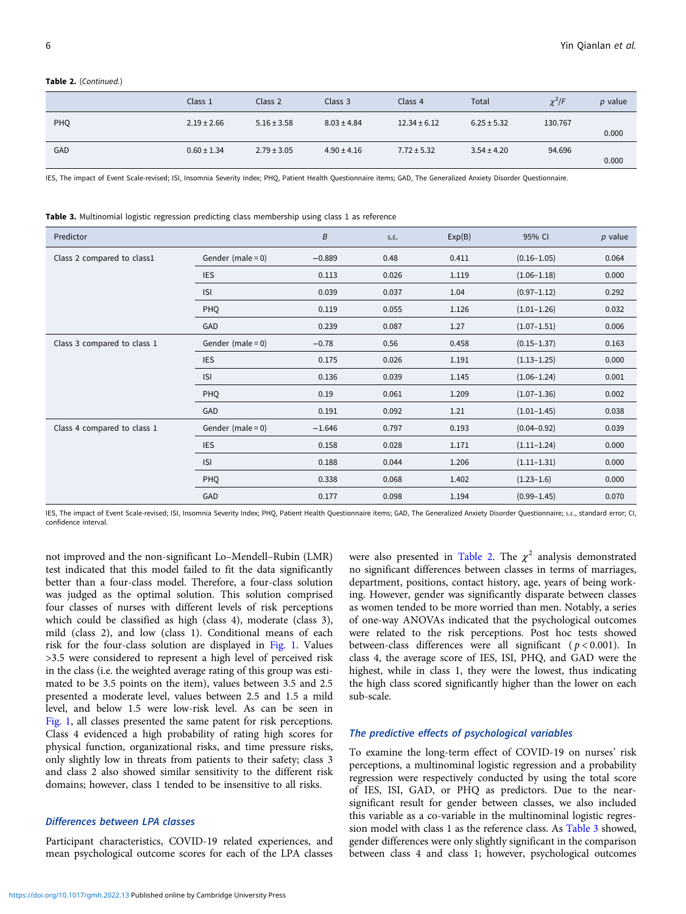**Table 2.** (*Continued.*)

| | Class 1 | Class 2 | Class 3 | Class 4 | Total | $\chi^2/F$ | *p* value |
|---|---|---|---|---|---|---|---|
| PHQ | 2.19 ± 2.66 | 5.16 ± 3.58 | 8.03 ± 4.84 | 12.34 ± 6.12 | 6.25 ± 5.32 | 130.767 | 0.000 |
| GAD | 0.60 ± 1.34 | 2.79 ± 3.05 | 4.90 ± 4.16 | 7.72 ± 5.32 | 3.54 ± 4.20 | 94.696 | 0.000 |

IES, The impact of Event Scale-revised; ISI, Insomnia Severity Index; PHQ, Patient Health Questionnaire items; GAD, The Generalized Anxiety Disorder Questionnaire.

**Table 3.** Multinomial logistic regression predicting class membership using class 1 as reference

| Predictor | | *B* | s.e. | Exp(B) | 95% CI | *p* value |
|---|---|---|---|---|---|---|
| Class 2 compared to class1 | Gender (male = 0) | −0.889 | 0.48 | 0.411 | (0.16–1.05) | 0.064 |
| | IES | 0.113 | 0.026 | 1.119 | (1.06–1.18) | 0.000 |
| | ISI | 0.039 | 0.037 | 1.04 | (0.97–1.12) | 0.292 |
| | PHQ | 0.119 | 0.055 | 1.126 | (1.01–1.26) | 0.032 |
| | GAD | 0.239 | 0.087 | 1.27 | (1.07–1.51) | 0.006 |
| Class 3 compared to class 1 | Gender (male = 0) | −0.78 | 0.56 | 0.458 | (0.15–1.37) | 0.163 |
| | IES | 0.175 | 0.026 | 1.191 | (1.13–1.25) | 0.000 |
| | ISI | 0.136 | 0.039 | 1.145 | (1.06–1.24) | 0.001 |
| | PHQ | 0.19 | 0.061 | 1.209 | (1.07–1.36) | 0.002 |
| | GAD | 0.191 | 0.092 | 1.21 | (1.01–1.45) | 0.038 |
| Class 4 compared to class 1 | Gender (male = 0) | −1.646 | 0.797 | 0.193 | (0.04–0.92) | 0.039 |
| | IES | 0.158 | 0.028 | 1.171 | (1.11–1.24) | 0.000 |
| | ISI | 0.188 | 0.044 | 1.206 | (1.11–1.31) | 0.000 |
| | PHQ | 0.338 | 0.068 | 1.402 | (1.23–1.6) | 0.000 |
| | GAD | 0.177 | 0.098 | 1.194 | (0.99–1.45) | 0.070 |

IES, The impact of Event Scale-revised; ISI, Insomnia Severity Index; PHQ, Patient Health Questionnaire items; GAD, The Generalized Anxiety Disorder Questionnaire; s.e., standard error; CI, confidence interval.

not improved and the non-significant Lo–Mendell–Rubin (LMR) test indicated that this model failed to fit the data significantly better than a four-class model. Therefore, a four-class solution was judged as the optimal solution. This solution comprised four classes of nurses with different levels of risk perceptions which could be classified as high (class 4), moderate (class 3), mild (class 2), and low (class 1). Conditional means of each risk for the four-class solution are displayed in Fig. 1. Values >3.5 were considered to represent a high level of perceived risk in the class (i.e. the weighted average rating of this group was estimated to be 3.5 points on the item), values between 3.5 and 2.5 presented a moderate level, values between 2.5 and 1.5 a mild level, and below 1.5 were low-risk level. As can be seen in Fig. 1, all classes presented the same patent for risk perceptions. Class 4 evidenced a high probability of rating high scores for physical function, organizational risks, and time pressure risks, only slightly low in threats from patients to their safety; class 3 and class 2 also showed similar sensitivity to the different risk domains; however, class 1 tended to be insensitive to all risks.

### Differences between LPA classes

Participant characteristics, COVID-19 related experiences, and mean psychological outcome scores for each of the LPA classes were also presented in Table 2. The $\chi^2$ analysis demonstrated no significant differences between classes in terms of marriages, department, positions, contact history, age, years of being working. However, gender was significantly disparate between classes as women tended to be more worried than men. Notably, a series of one-way ANOVAs indicated that the psychological outcomes were related to the risk perceptions. Post hoc tests showed between-class differences were all significant ($p < 0.001$). In class 4, the average score of IES, ISI, PHQ, and GAD were the highest, while in class 1, they were the lowest, thus indicating the high class scored significantly higher than the lower on each sub-scale.

### The predictive effects of psychological variables

To examine the long-term effect of COVID-19 on nurses' risk perceptions, a multinominal logistic regression and a probability regression were respectively conducted by using the total score of IES, ISI, GAD, or PHQ as predictors. Due to the near-significant result for gender between classes, we also included this variable as a co-variable in the multinominal logistic regression model with class 1 as the reference class. As Table 3 showed, gender differences were only slightly significant in the comparison between class 4 and class 1; however, psychological outcomes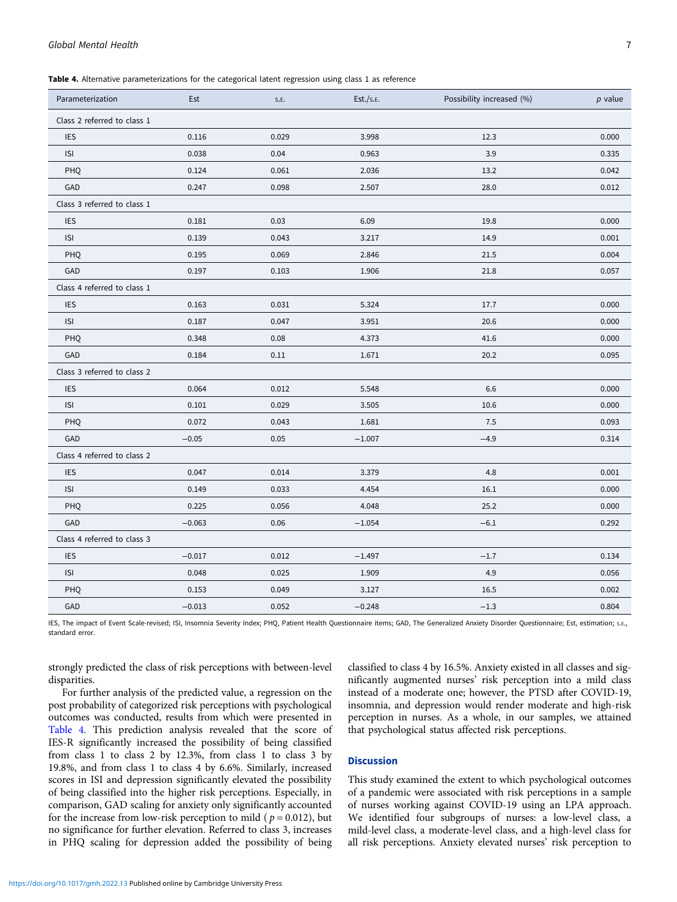**Table 4.** Alternative parameterizations for the categorical latent regression using class 1 as reference

| Parameterization | Est | S.E. | Est./S.E. | Possibility increased (%) | *p* value |
|---|---|---|---|---|---|
| Class 2 referred to class 1 | | | | | |
| IES | 0.116 | 0.029 | 3.998 | 12.3 | 0.000 |
| ISI | 0.038 | 0.04 | 0.963 | 3.9 | 0.335 |
| PHQ | 0.124 | 0.061 | 2.036 | 13.2 | 0.042 |
| GAD | 0.247 | 0.098 | 2.507 | 28.0 | 0.012 |
| Class 3 referred to class 1 | | | | | |
| IES | 0.181 | 0.03 | 6.09 | 19.8 | 0.000 |
| ISI | 0.139 | 0.043 | 3.217 | 14.9 | 0.001 |
| PHQ | 0.195 | 0.069 | 2.846 | 21.5 | 0.004 |
| GAD | 0.197 | 0.103 | 1.906 | 21.8 | 0.057 |
| Class 4 referred to class 1 | | | | | |
| IES | 0.163 | 0.031 | 5.324 | 17.7 | 0.000 |
| ISI | 0.187 | 0.047 | 3.951 | 20.6 | 0.000 |
| PHQ | 0.348 | 0.08 | 4.373 | 41.6 | 0.000 |
| GAD | 0.184 | 0.11 | 1.671 | 20.2 | 0.095 |
| Class 3 referred to class 2 | | | | | |
| IES | 0.064 | 0.012 | 5.548 | 6.6 | 0.000 |
| ISI | 0.101 | 0.029 | 3.505 | 10.6 | 0.000 |
| PHQ | 0.072 | 0.043 | 1.681 | 7.5 | 0.093 |
| GAD | −0.05 | 0.05 | −1.007 | −4.9 | 0.314 |
| Class 4 referred to class 2 | | | | | |
| IES | 0.047 | 0.014 | 3.379 | 4.8 | 0.001 |
| ISI | 0.149 | 0.033 | 4.454 | 16.1 | 0.000 |
| PHQ | 0.225 | 0.056 | 4.048 | 25.2 | 0.000 |
| GAD | −0.063 | 0.06 | −1.054 | −6.1 | 0.292 |
| Class 4 referred to class 3 | | | | | |
| IES | −0.017 | 0.012 | −1.497 | −1.7 | 0.134 |
| ISI | 0.048 | 0.025 | 1.909 | 4.9 | 0.056 |
| PHQ | 0.153 | 0.049 | 3.127 | 16.5 | 0.002 |
| GAD | −0.013 | 0.052 | −0.248 | −1.3 | 0.804 |

IES, The impact of Event Scale-revised; ISI, Insomnia Severity Index; PHQ, Patient Health Questionnaire items; GAD, The Generalized Anxiety Disorder Questionnaire; Est, estimation; S.E., standard error.

strongly predicted the class of risk perceptions with between-level disparities.

For further analysis of the predicted value, a regression on the post probability of categorized risk perceptions with psychological outcomes was conducted, results from which were presented in Table 4. This prediction analysis revealed that the score of IES-R significantly increased the possibility of being classified from class 1 to class 2 by 12.3%, from class 1 to class 3 by 19.8%, and from class 1 to class 4 by 6.6%. Similarly, increased scores in ISI and depression significantly elevated the possibility of being classified into the higher risk perceptions. Especially, in comparison, GAD scaling for anxiety only significantly accounted for the increase from low-risk perception to mild ($p = 0.012$), but no significance for further elevation. Referred to class 3, increases in PHQ scaling for depression added the possibility of being classified to class 4 by 16.5%. Anxiety existed in all classes and significantly augmented nurses' risk perception into a mild class instead of a moderate one; however, the PTSD after COVID-19, insomnia, and depression would render moderate and high-risk perception in nurses. As a whole, in our samples, we attained that psychological status affected risk perceptions.

## Discussion

This study examined the extent to which psychological outcomes of a pandemic were associated with risk perceptions in a sample of nurses working against COVID-19 using an LPA approach. We identified four subgroups of nurses: a low-level class, a mild-level class, a moderate-level class, and a high-level class for all risk perceptions. Anxiety elevated nurses' risk perception to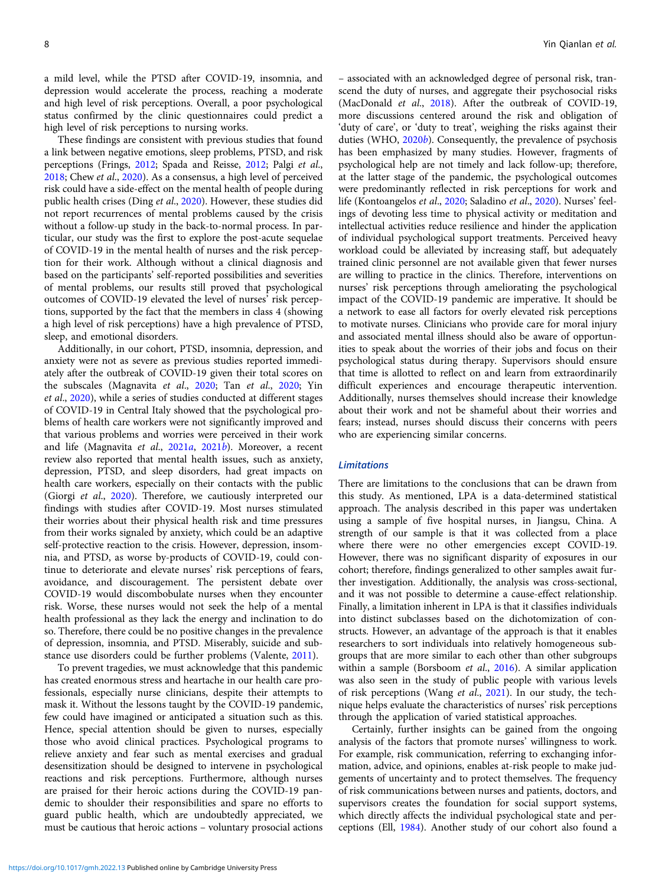a mild level, while the PTSD after COVID-19, insomnia, and depression would accelerate the process, reaching a moderate and high level of risk perceptions. Overall, a poor psychological status confirmed by the clinic questionnaires could predict a high level of risk perceptions to nursing works.

These findings are consistent with previous studies that found a link between negative emotions, sleep problems, PTSD, and risk perceptions (Frings, 2012; Spada and Reisse, 2012; Palgi *et al.*, 2018; Chew *et al.*, 2020). As a consensus, a high level of perceived risk could have a side-effect on the mental health of people during public health crises (Ding *et al.*, 2020). However, these studies did not report recurrences of mental problems caused by the crisis without a follow-up study in the back-to-normal process. In particular, our study was the first to explore the post-acute sequelae of COVID-19 in the mental health of nurses and the risk perception for their work. Although without a clinical diagnosis and based on the participants' self-reported possibilities and severities of mental problems, our results still proved that psychological outcomes of COVID-19 elevated the level of nurses' risk perceptions, supported by the fact that the members in class 4 (showing a high level of risk perceptions) have a high prevalence of PTSD, sleep, and emotional disorders.

Additionally, in our cohort, PTSD, insomnia, depression, and anxiety were not as severe as previous studies reported immediately after the outbreak of COVID-19 given their total scores on the subscales (Magnavita *et al.*, 2020; Tan *et al.*, 2020; Yin *et al.*, 2020), while a series of studies conducted at different stages of COVID-19 in Central Italy showed that the psychological problems of health care workers were not significantly improved and that various problems and worries were perceived in their work and life (Magnavita *et al.*, 2021*a*, 2021*b*). Moreover, a recent review also reported that mental health issues, such as anxiety, depression, PTSD, and sleep disorders, had great impacts on health care workers, especially on their contacts with the public (Giorgi *et al.*, 2020). Therefore, we cautiously interpreted our findings with studies after COVID-19. Most nurses stimulated their worries about their physical health risk and time pressures from their works signaled by anxiety, which could be an adaptive self-protective reaction to the crisis. However, depression, insomnia, and PTSD, as worse by-products of COVID-19, could continue to deteriorate and elevate nurses' risk perceptions of fears, avoidance, and discouragement. The persistent debate over COVID-19 would discombobulate nurses when they encounter risk. Worse, these nurses would not seek the help of a mental health professional as they lack the energy and inclination to do so. Therefore, there could be no positive changes in the prevalence of depression, insomnia, and PTSD. Miserably, suicide and substance use disorders could be further problems (Valente, 2011).

To prevent tragedies, we must acknowledge that this pandemic has created enormous stress and heartache in our health care professionals, especially nurse clinicians, despite their attempts to mask it. Without the lessons taught by the COVID-19 pandemic, few could have imagined or anticipated a situation such as this. Hence, special attention should be given to nurses, especially those who avoid clinical practices. Psychological programs to relieve anxiety and fear such as mental exercises and gradual desensitization should be designed to intervene in psychological reactions and risk perceptions. Furthermore, although nurses are praised for their heroic actions during the COVID-19 pandemic to shoulder their responsibilities and spare no efforts to guard public health, which are undoubtedly appreciated, we must be cautious that heroic actions – voluntary prosocial actions – associated with an acknowledged degree of personal risk, transcend the duty of nurses, and aggregate their psychosocial risks (MacDonald *et al.*, 2018). After the outbreak of COVID-19, more discussions centered around the risk and obligation of 'duty of care', or 'duty to treat', weighing the risks against their duties (WHO, 2020*b*). Consequently, the prevalence of psychosis has been emphasized by many studies. However, fragments of psychological help are not timely and lack follow-up; therefore, at the latter stage of the pandemic, the psychological outcomes were predominantly reflected in risk perceptions for work and life (Kontoangelos *et al.*, 2020; Saladino *et al.*, 2020). Nurses' feelings of devoting less time to physical activity or meditation and intellectual activities reduce resilience and hinder the application of individual psychological support treatments. Perceived heavy workload could be alleviated by increasing staff, but adequately trained clinic personnel are not available given that fewer nurses are willing to practice in the clinics. Therefore, interventions on nurses' risk perceptions through ameliorating the psychological impact of the COVID-19 pandemic are imperative. It should be a network to ease all factors for overly elevated risk perceptions to motivate nurses. Clinicians who provide care for moral injury and associated mental illness should also be aware of opportunities to speak about the worries of their jobs and focus on their psychological status during therapy. Supervisors should ensure that time is allotted to reflect on and learn from extraordinarily difficult experiences and encourage therapeutic intervention. Additionally, nurses themselves should increase their knowledge about their work and not be shameful about their worries and fears; instead, nurses should discuss their concerns with peers who are experiencing similar concerns.

### *Limitations*

There are limitations to the conclusions that can be drawn from this study. As mentioned, LPA is a data-determined statistical approach. The analysis described in this paper was undertaken using a sample of five hospital nurses, in Jiangsu, China. A strength of our sample is that it was collected from a place where there were no other emergencies except COVID-19. However, there was no significant disparity of exposures in our cohort; therefore, findings generalized to other samples await further investigation. Additionally, the analysis was cross-sectional, and it was not possible to determine a cause-effect relationship. Finally, a limitation inherent in LPA is that it classifies individuals into distinct subclasses based on the dichotomization of constructs. However, an advantage of the approach is that it enables researchers to sort individuals into relatively homogeneous subgroups that are more similar to each other than other subgroups within a sample (Borsboom *et al.*, 2016). A similar application was also seen in the study of public people with various levels of risk perceptions (Wang *et al.*, 2021). In our study, the technique helps evaluate the characteristics of nurses' risk perceptions through the application of varied statistical approaches.

Certainly, further insights can be gained from the ongoing analysis of the factors that promote nurses' willingness to work. For example, risk communication, referring to exchanging information, advice, and opinions, enables at-risk people to make judgements of uncertainty and to protect themselves. The frequency of risk communications between nurses and patients, doctors, and supervisors creates the foundation for social support systems, which directly affects the individual psychological state and perceptions (Ell, 1984). Another study of our cohort also found a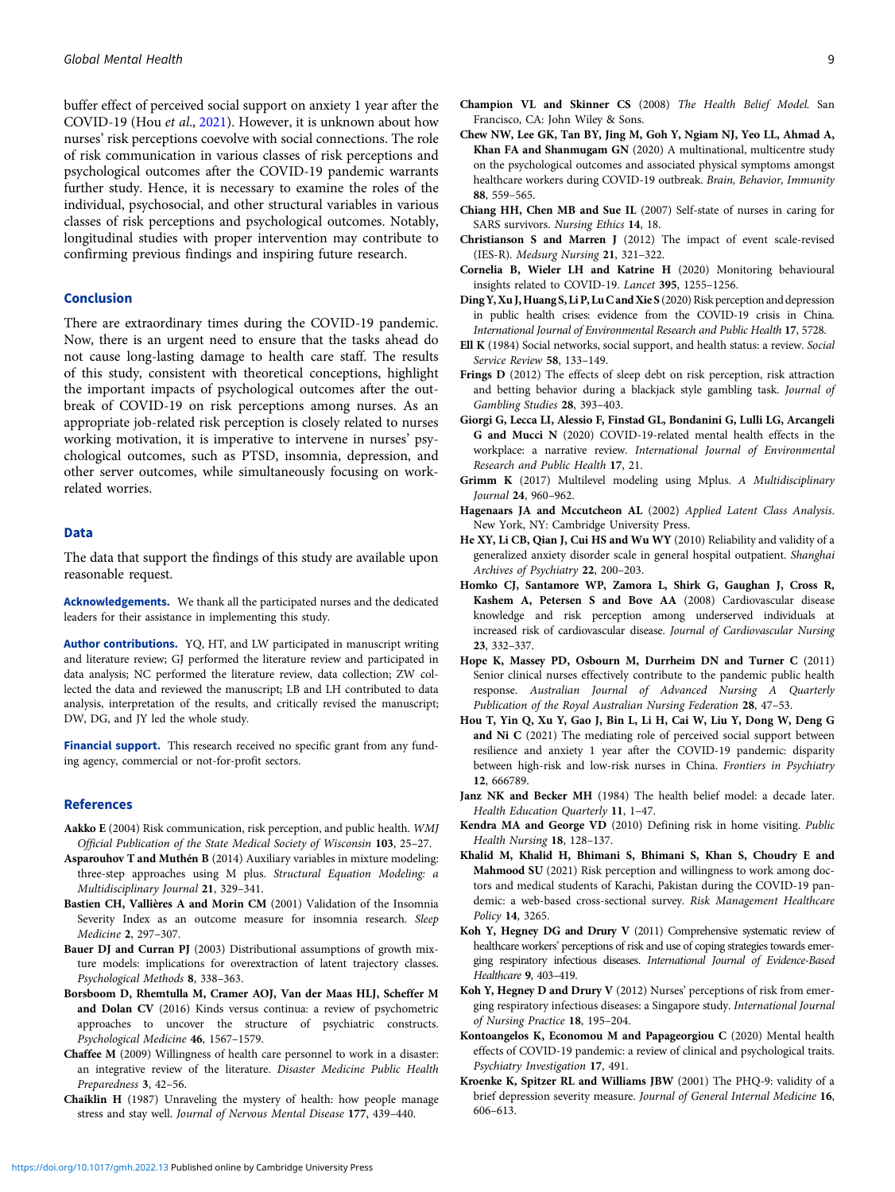buffer effect of perceived social support on anxiety 1 year after the COVID-19 (Hou *et al.*, 2021). However, it is unknown about how nurses' risk perceptions coevolve with social connections. The role of risk communication in various classes of risk perceptions and psychological outcomes after the COVID-19 pandemic warrants further study. Hence, it is necessary to examine the roles of the individual, psychosocial, and other structural variables in various classes of risk perceptions and psychological outcomes. Notably, longitudinal studies with proper intervention may contribute to confirming previous findings and inspiring future research.

## Conclusion

There are extraordinary times during the COVID-19 pandemic. Now, there is an urgent need to ensure that the tasks ahead do not cause long-lasting damage to health care staff. The results of this study, consistent with theoretical conceptions, highlight the important impacts of psychological outcomes after the outbreak of COVID-19 on risk perceptions among nurses. As an appropriate job-related risk perception is closely related to nurses working motivation, it is imperative to intervene in nurses' psychological outcomes, such as PTSD, insomnia, depression, and other server outcomes, while simultaneously focusing on work-related worries.

## Data

The data that support the findings of this study are available upon reasonable request.

**Acknowledgements.** We thank all the participated nurses and the dedicated leaders for their assistance in implementing this study.

**Author contributions.** YQ, HT, and LW participated in manuscript writing and literature review; GJ performed the literature review and participated in data analysis; NC performed the literature review, data collection; ZW collected the data and reviewed the manuscript; LB and LH contributed to data analysis, interpretation of the results, and critically revised the manuscript; DW, DG, and JY led the whole study.

**Financial support.** This research received no specific grant from any funding agency, commercial or not-for-profit sectors.

## References

**Aakko E** (2004) Risk communication, risk perception, and public health. *WMJ Official Publication of the State Medical Society of Wisconsin* **103**, 25–27.

**Asparouhov T and Muthén B** (2014) Auxiliary variables in mixture modeling: three-step approaches using M plus. *Structural Equation Modeling: a Multidisciplinary Journal* **21**, 329–341.

**Bastien CH, Vallières A and Morin CM** (2001) Validation of the Insomnia Severity Index as an outcome measure for insomnia research. *Sleep Medicine* **2**, 297–307.

**Bauer DJ and Curran PJ** (2003) Distributional assumptions of growth mixture models: implications for overextraction of latent trajectory classes. *Psychological Methods* **8**, 338–363.

**Borsboom D, Rhemtulla M, Cramer AOJ, Van der Maas HLJ, Scheffer M and Dolan CV** (2016) Kinds versus continua: a review of psychometric approaches to uncover the structure of psychiatric constructs. *Psychological Medicine* **46**, 1567–1579.

**Chaffee M** (2009) Willingness of health care personnel to work in a disaster: an integrative review of the literature. *Disaster Medicine Public Health Preparedness* **3**, 42–56.

**Chaiklin H** (1987) Unraveling the mystery of health: how people manage stress and stay well. *Journal of Nervous Mental Disease* **177**, 439–440.

**Champion VL and Skinner CS** (2008) *The Health Belief Model*. San Francisco, CA: John Wiley & Sons.

**Chew NW, Lee GK, Tan BY, Jing M, Goh Y, Ngiam NJ, Yeo LL, Ahmad A, Khan FA and Shanmugam GN** (2020) A multinational, multicentre study on the psychological outcomes and associated physical symptoms amongst healthcare workers during COVID-19 outbreak. *Brain, Behavior, Immunity* **88**, 559–565.

**Chiang HH, Chen MB and Sue IL** (2007) Self-state of nurses in caring for SARS survivors. *Nursing Ethics* **14**, 18.

**Christianson S and Marren J** (2012) The impact of event scale-revised (IES-R). *Medsurg Nursing* **21**, 321–322.

**Cornelia B, Wieler LH and Katrine H** (2020) Monitoring behavioural insights related to COVID-19. *Lancet* **395**, 1255–1256.

**Ding Y, Xu J, Huang S, Li P, Lu C and Xie S** (2020) Risk perception and depression in public health crises: evidence from the COVID-19 crisis in China. *International Journal of Environmental Research and Public Health* **17**, 5728.

**Ell K** (1984) Social networks, social support, and health status: a review. *Social Service Review* **58**, 133–149.

**Frings D** (2012) The effects of sleep debt on risk perception, risk attraction and betting behavior during a blackjack style gambling task. *Journal of Gambling Studies* **28**, 393–403.

**Giorgi G, Lecca LI, Alessio F, Finstad GL, Bondanini G, Lulli LG, Arcangeli G and Mucci N** (2020) COVID-19-related mental health effects in the workplace: a narrative review. *International Journal of Environmental Research and Public Health* **17**, 21.

**Grimm K** (2017) Multilevel modeling using Mplus. *A Multidisciplinary Journal* **24**, 960–962.

**Hagenaars JA and Mccutcheon AL** (2002) *Applied Latent Class Analysis*. New York, NY: Cambridge University Press.

**He XY, Li CB, Qian J, Cui HS and Wu WY** (2010) Reliability and validity of a generalized anxiety disorder scale in general hospital outpatient. *Shanghai Archives of Psychiatry* **22**, 200–203.

**Homko CJ, Santamore WP, Zamora L, Shirk G, Gaughan J, Cross R, Kashem A, Petersen S and Bove AA** (2008) Cardiovascular disease knowledge and risk perception among underserved individuals at increased risk of cardiovascular disease. *Journal of Cardiovascular Nursing* **23**, 332–337.

**Hope K, Massey PD, Osbourn M, Durrheim DN and Turner C** (2011) Senior clinical nurses effectively contribute to the pandemic public health response. *Australian Journal of Advanced Nursing A Quarterly Publication of the Royal Australian Nursing Federation* **28**, 47–53.

**Hou T, Yin Q, Xu Y, Gao J, Bin L, Li H, Cai W, Liu Y, Dong W, Deng G and Ni C** (2021) The mediating role of perceived social support between resilience and anxiety 1 year after the COVID-19 pandemic: disparity between high-risk and low-risk nurses in China. *Frontiers in Psychiatry* **12**, 666789.

**Janz NK and Becker MH** (1984) The health belief model: a decade later. *Health Education Quarterly* **11**, 1–47.

**Kendra MA and George VD** (2010) Defining risk in home visiting. *Public Health Nursing* **18**, 128–137.

**Khalid M, Khalid H, Bhimani S, Bhimani S, Khan S, Choudry E and Mahmood SU** (2021) Risk perception and willingness to work among doctors and medical students of Karachi, Pakistan during the COVID-19 pandemic: a web-based cross-sectional survey. *Risk Management Healthcare Policy* **14**, 3265.

**Koh Y, Hegney DG and Drury V** (2011) Comprehensive systematic review of healthcare workers' perceptions of risk and use of coping strategies towards emerging respiratory infectious diseases. *International Journal of Evidence-Based Healthcare* **9**, 403–419.

**Koh Y, Hegney D and Drury V** (2012) Nurses' perceptions of risk from emerging respiratory infectious diseases: a Singapore study. *International Journal of Nursing Practice* **18**, 195–204.

**Kontoangelos K, Economou M and Papageorgiou C** (2020) Mental health effects of COVID-19 pandemic: a review of clinical and psychological traits. *Psychiatry Investigation* **17**, 491.

**Kroenke K, Spitzer RL and Williams JBW** (2001) The PHQ-9: validity of a brief depression severity measure. *Journal of General Internal Medicine* **16**, 606–613.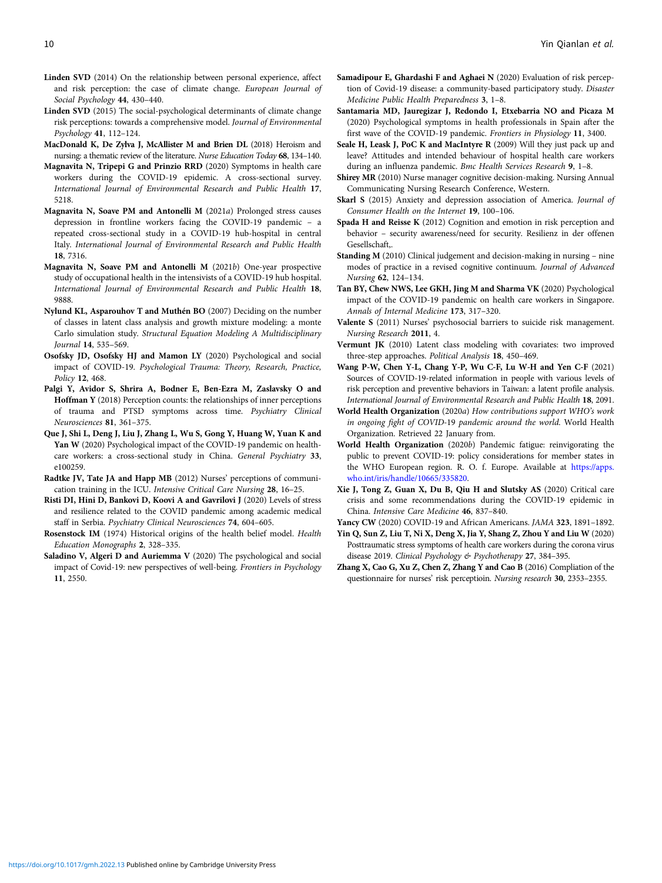**Linden SVD** (2014) On the relationship between personal experience, affect and risk perception: the case of climate change. *European Journal of Social Psychology* **44**, 430–440.

**Linden SVD** (2015) The social-psychological determinants of climate change risk perceptions: towards a comprehensive model. *Journal of Environmental Psychology* **41**, 112–124.

**MacDonald K, De Zylva J, McAllister M and Brien DL** (2018) Heroism and nursing: a thematic review of the literature. *Nurse Education Today* **68**, 134–140.

**Magnavita N, Tripepi G and Prinzio RRD** (2020) Symptoms in health care workers during the COVID-19 epidemic. A cross-sectional survey. *International Journal of Environmental Research and Public Health* **17**, 5218.

**Magnavita N, Soave PM and Antonelli M** (2021*a*) Prolonged stress causes depression in frontline workers facing the COVID-19 pandemic – a repeated cross-sectional study in a COVID-19 hub-hospital in central Italy. *International Journal of Environmental Research and Public Health* **18**, 7316.

**Magnavita N, Soave PM and Antonelli M** (2021*b*) One-year prospective study of occupational health in the intensivists of a COVID-19 hub hospital. *International Journal of Environmental Research and Public Health* **18**, 9888.

**Nylund KL, Asparouhov T and Muthén BO** (2007) Deciding on the number of classes in latent class analysis and growth mixture modeling: a monte Carlo simulation study. *Structural Equation Modeling A Multidisciplinary Journal* **14**, 535–569.

**Osofsky JD, Osofsky HJ and Mamon LY** (2020) Psychological and social impact of COVID-19. *Psychological Trauma: Theory, Research, Practice, Policy* **12**, 468.

**Palgi Y, Avidor S, Shrira A, Bodner E, Ben-Ezra M, Zaslavsky O and Hoffman Y** (2018) Perception counts: the relationships of inner perceptions of trauma and PTSD symptoms across time. *Psychiatry Clinical Neurosciences* **81**, 361–375.

**Que J, Shi L, Deng J, Liu J, Zhang L, Wu S, Gong Y, Huang W, Yuan K and Yan W** (2020) Psychological impact of the COVID-19 pandemic on healthcare workers: a cross-sectional study in China. *General Psychiatry* **33**, e100259.

**Radtke JV, Tate JA and Happ MB** (2012) Nurses' perceptions of communication training in the ICU. *Intensive Critical Care Nursing* **28**, 16–25.

**Risti DI, Hini D, Bankovi D, Koovi A and Gavrilovi J** (2020) Levels of stress and resilience related to the COVID pandemic among academic medical staff in Serbia. *Psychiatry Clinical Neurosciences* **74**, 604–605.

**Rosenstock IM** (1974) Historical origins of the health belief model. *Health Education Monographs* **2**, 328–335.

**Saladino V, Algeri D and Auriemma V** (2020) The psychological and social impact of Covid-19: new perspectives of well-being. *Frontiers in Psychology* **11**, 2550.

**Samadipour E, Ghardashi F and Aghaei N** (2020) Evaluation of risk perception of Covid-19 disease: a community-based participatory study. *Disaster Medicine Public Health Preparedness* **3**, 1–8.

**Santamaria MD, Jauregizar J, Redondo I, Etxebarria NO and Picaza M** (2020) Psychological symptoms in health professionals in Spain after the first wave of the COVID-19 pandemic. *Frontiers in Physiology* **11**, 3400.

**Seale H, Leask J, PoC K and MacIntyre R** (2009) Will they just pack up and leave? Attitudes and intended behaviour of hospital health care workers during an influenza pandemic. *Bmc Health Services Research* **9**, 1–8.

**Shirey MR** (2010) Nurse manager cognitive decision-making. Nursing Annual Communicating Nursing Research Conference, Western.

**Skarl S** (2015) Anxiety and depression association of America. *Journal of Consumer Health on the Internet* **19**, 100–106.

**Spada H and Reisse K** (2012) Cognition and emotion in risk perception and behavior – security awareness/need for security. Resilienz in der offenen Gesellschaft,.

**Standing M** (2010) Clinical judgement and decision-making in nursing – nine modes of practice in a revised cognitive continuum. *Journal of Advanced Nursing* **62**, 124–134.

**Tan BY, Chew NWS, Lee GKH, Jing M and Sharma VK** (2020) Psychological impact of the COVID-19 pandemic on health care workers in Singapore. *Annals of Internal Medicine* **173**, 317–320.

**Valente S** (2011) Nurses' psychosocial barriers to suicide risk management. *Nursing Research* **2011**, 4.

**Vermunt JK** (2010) Latent class modeling with covariates: two improved three-step approaches. *Political Analysis* **18**, 450–469.

**Wang P-W, Chen Y-L, Chang Y-P, Wu C-F, Lu W-H and Yen C-F** (2021) Sources of COVID-19-related information in people with various levels of risk perception and preventive behaviors in Taiwan: a latent profile analysis. *International Journal of Environmental Research and Public Health* **18**, 2091.

**World Health Organization** (2020*a*) *How contributions support WHO's work in ongoing fight of COVID-19 pandemic around the world*. World Health Organization. Retrieved 22 January from.

**World Health Organization** (2020*b*) Pandemic fatigue: reinvigorating the public to prevent COVID-19: policy considerations for member states in the WHO European region. R. O. f. Europe. Available at https://apps.who.int/iris/handle/10665/335820.

**Xie J, Tong Z, Guan X, Du B, Qiu H and Slutsky AS** (2020) Critical care crisis and some recommendations during the COVID-19 epidemic in China. *Intensive Care Medicine* **46**, 837–840.

**Yancy CW** (2020) COVID-19 and African Americans. *JAMA* **323**, 1891–1892.

**Yin Q, Sun Z, Liu T, Ni X, Deng X, Jia Y, Shang Z, Zhou Y and Liu W** (2020) Posttraumatic stress symptoms of health care workers during the corona virus disease 2019. *Clinical Psychology & Psychotherapy* **27**, 384–395.

**Zhang X, Cao G, Xu Z, Chen Z, Zhang Y and Cao B** (2016) Compliation of the questionnaire for nurses' risk perceptioin. *Nursing research* **30**, 2353–2355.